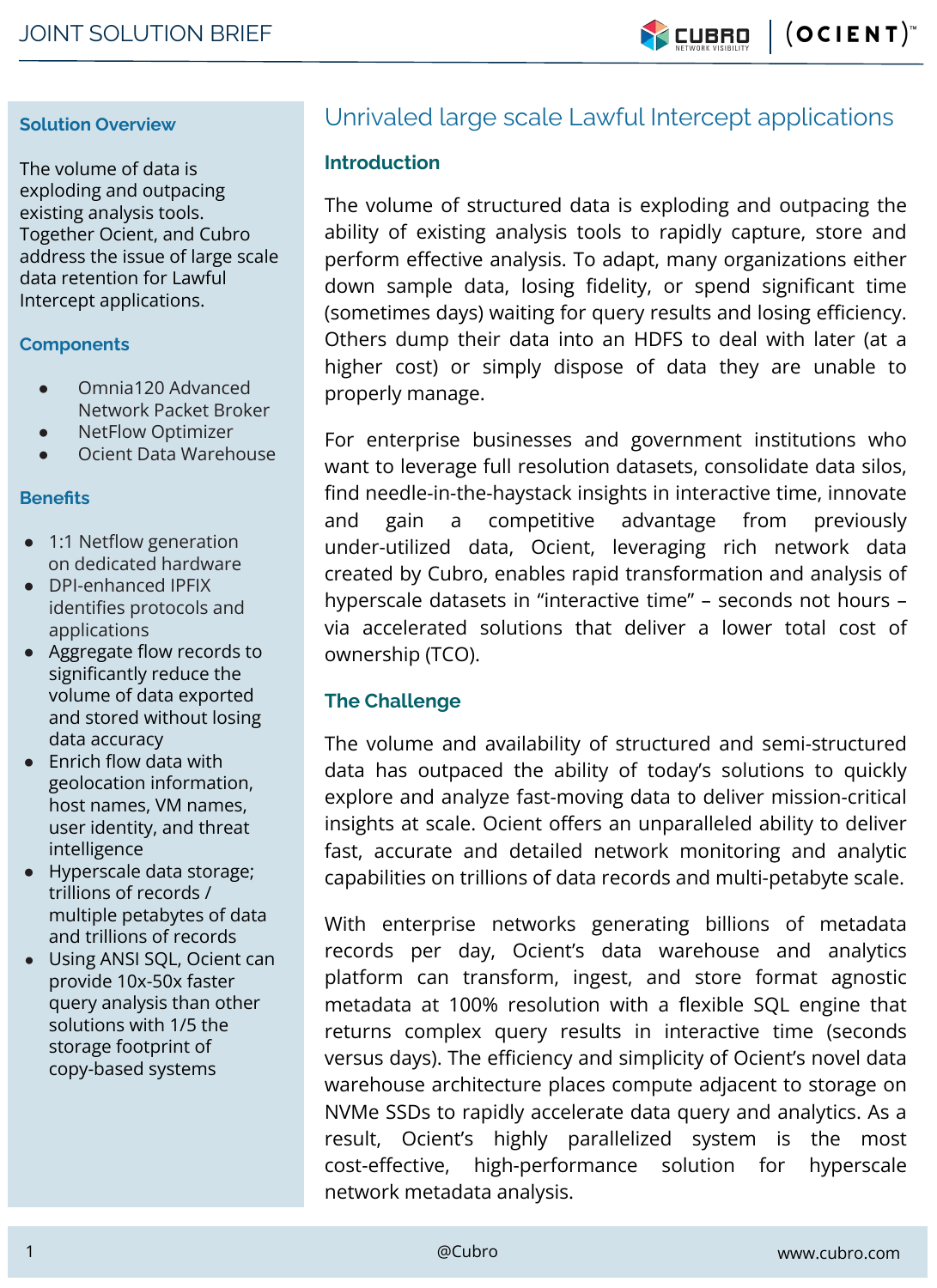JOINT SOLUTION BRIEF

## Solution Overview

The volume of data is exploding and outpacing existing analysis tools. Together Ocient, and Cubro address the issue of large scale data retention for Lawful Intercept applications.

## Components

- Omnia120 Advanced Network Packet Broker
- NetFlow Optimizer
- Ocient Data Warehouse

## Benefits

- 1:1 Netflow generation on dedicated hardware
- DPI-enhanced IPFIX identifies protocols and applications
- Aggregate flow records to significantly reduce the volume of data exported and stored without losing data accuracy
- Enrich flow data with geolocation information, host names, VM names, user identity, and threat intelligence
- Hyperscale data storage; trillions of records / multiple petabytes of data and trillions of records
- Using ANSI SQL, Ocient can provide 10x-50x faster query analysis than other solutions with 1/5 the storage footprint of copy-based systems

# Unrivaled large scale Lawful Intercept applications

## Introduction

The volume of structured data is exploding and outpacing the ability of existing analysis tools to rapidly capture, store and perform effective analysis. To adapt, many organizations either down sample data, losing fidelity, or spend significant time (sometimes days) waiting for query results and losing efficiency. Others dump their data into an HDFS to deal with later (at a higher cost) or simply dispose of data they are unable to properly manage.

For enterprise businesses and government institutions who want to leverage full resolution datasets, consolidate data silos, find needle-in-the-haystack insights in interactive time, innovate and gain a competitive advantage from previously under-utilized data, Ocient, leveraging rich network data created by Cubro, enables rapid transformation and analysis of hyperscale datasets in "interactive time" – seconds not hours – via accelerated solutions that deliver a lower total cost of ownership (TCO).

## The Challenge

The volume and availability of structured and semi-structured data has outpaced the ability of today's solutions to quickly explore and analyze fast-moving data to deliver mission-critical insights at scale. Ocient offers an unparalleled ability to deliver fast, accurate and detailed network monitoring and analytic capabilities on trillions of data records and multi-petabyte scale.

With enterprise networks generating billions of metadata records per day, Ocient's data warehouse and analytics platform can transform, ingest, and store format agnostic metadata at 100% resolution with a flexible SQL engine that returns complex query results in interactive time (seconds versus days). The efficiency and simplicity of Ocient's novel data warehouse architecture places compute adjacent to storage on NVMe SSDs to rapidly accelerate data query and analytics. As a result, Ocient's highly parallelized system is the most cost-effective, high-performance solution for hyperscale network metadata analysis.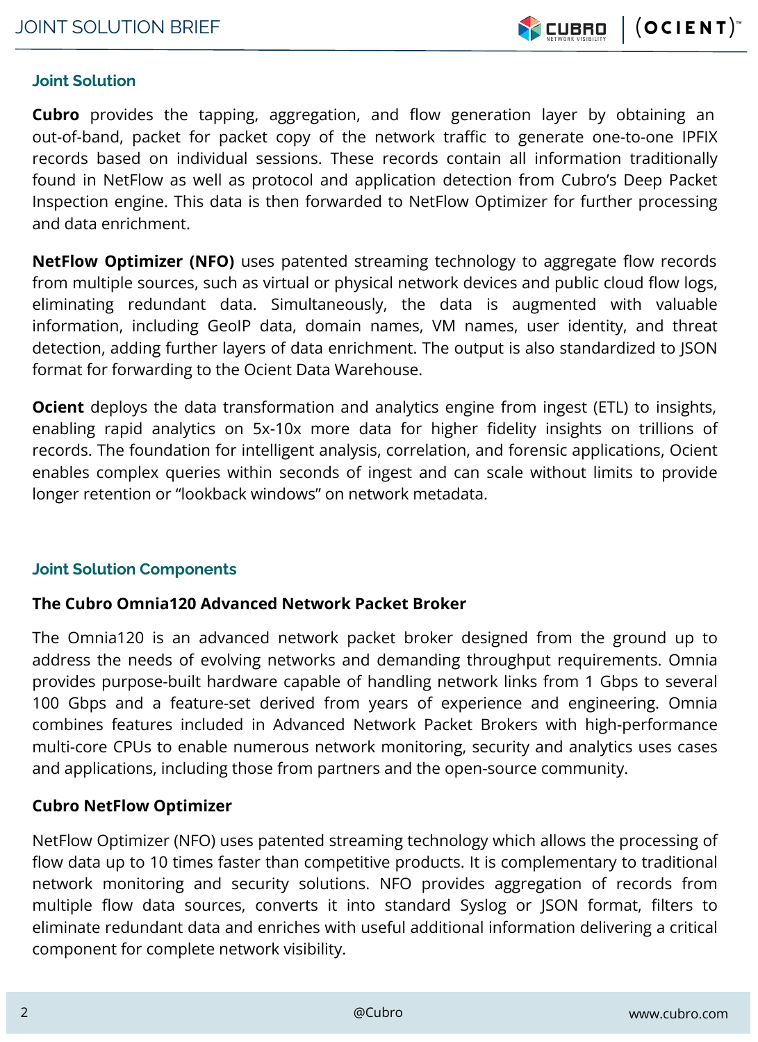## Joint Solution

**Cubro** provides the tapping, aggregation, and flow generation layer by obtaining an out-of-band, packet for packet copy of the network traffic to generate one-to-one IPFIX records based on individual sessions. These records contain all information traditionally found in NetFlow as well as protocol and application detection from Cubro's Deep Packet Inspection engine. This data is then forwarded to NetFlow Optimizer for further processing and data enrichment.

**NetFlow Optimizer (NFO)** uses patented streaming technology to aggregate flow records from multiple sources, such as virtual or physical network devices and public cloud flow logs, eliminating redundant data. Simultaneously, the data is augmented with valuable information, including GeoIP data, domain names, VM names, user identity, and threat detection, adding further layers of data enrichment. The output is also standardized to JSON format for forwarding to the Ocient Data Warehouse.

**Ocient** deploys the data transformation and analytics engine from ingest (ETL) to insights, enabling rapid analytics on 5x-10x more data for higher fidelity insights on trillions of records. The foundation for intelligent analysis, correlation, and forensic applications, Ocient enables complex queries within seconds of ingest and can scale without limits to provide longer retention or "lookback windows" on network metadata.

## Joint Solution Components

### The Cubro Omnia120 Advanced Network Packet Broker

The Omnia120 is an advanced network packet broker designed from the ground up to address the needs of evolving networks and demanding throughput requirements. Omnia provides purpose-built hardware capable of handling network links from 1 Gbps to several 100 Gbps and a feature-set derived from years of experience and engineering. Omnia combines features included in Advanced Network Packet Brokers with high-performance multi-core CPUs to enable numerous network monitoring, security and analytics uses cases and applications, including those from partners and the open-source community.

### Cubro NetFlow Optimizer

NetFlow Optimizer (NFO) uses patented streaming technology which allows the processing of flow data up to 10 times faster than competitive products. It is complementary to traditional network monitoring and security solutions. NFO provides aggregation of records from multiple flow data sources, converts it into standard Syslog or JSON format, filters to eliminate redundant data and enriches with useful additional information delivering a critical component for complete network visibility.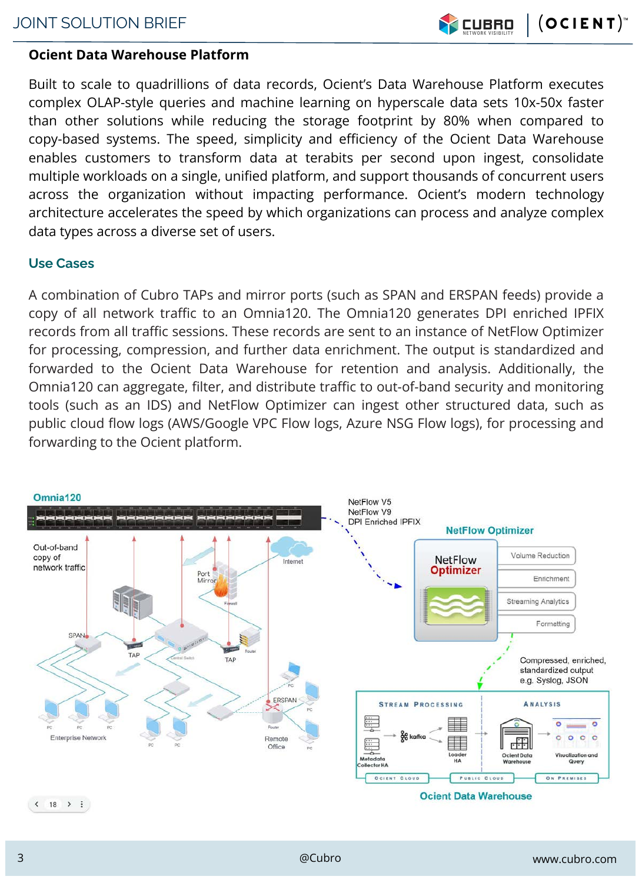## Ocient Data Warehouse Platform

Built to scale to quadrillions of data records, Ocient's Data Warehouse Platform executes complex OLAP-style queries and machine learning on hyperscale data sets 10x-50x faster than other solutions while reducing the storage footprint by 80% when compared to copy-based systems. The speed, simplicity and efficiency of the Ocient Data Warehouse enables customers to transform data at terabits per second upon ingest, consolidate multiple workloads on a single, unified platform, and support thousands of concurrent users across the organization without impacting performance. Ocient's modern technology architecture accelerates the speed by which organizations can process and analyze complex data types across a diverse set of users.

## Use Cases

A combination of Cubro TAPs and mirror ports (such as SPAN and ERSPAN feeds) provide a copy of all network traffic to an Omnia120. The Omnia120 generates DPI enriched IPFIX records from all traffic sessions. These records are sent to an instance of NetFlow Optimizer for processing, compression, and further data enrichment. The output is standardized and forwarded to the Ocient Data Warehouse for retention and analysis. Additionally, the Omnia120 can aggregate, filter, and distribute traffic to out-of-band security and monitoring tools (such as an IDS) and NetFlow Optimizer can ingest other structured data, such as public cloud flow logs (AWS/Google VPC Flow logs, Azure NSG Flow logs), for processing and forwarding to the Ocient platform.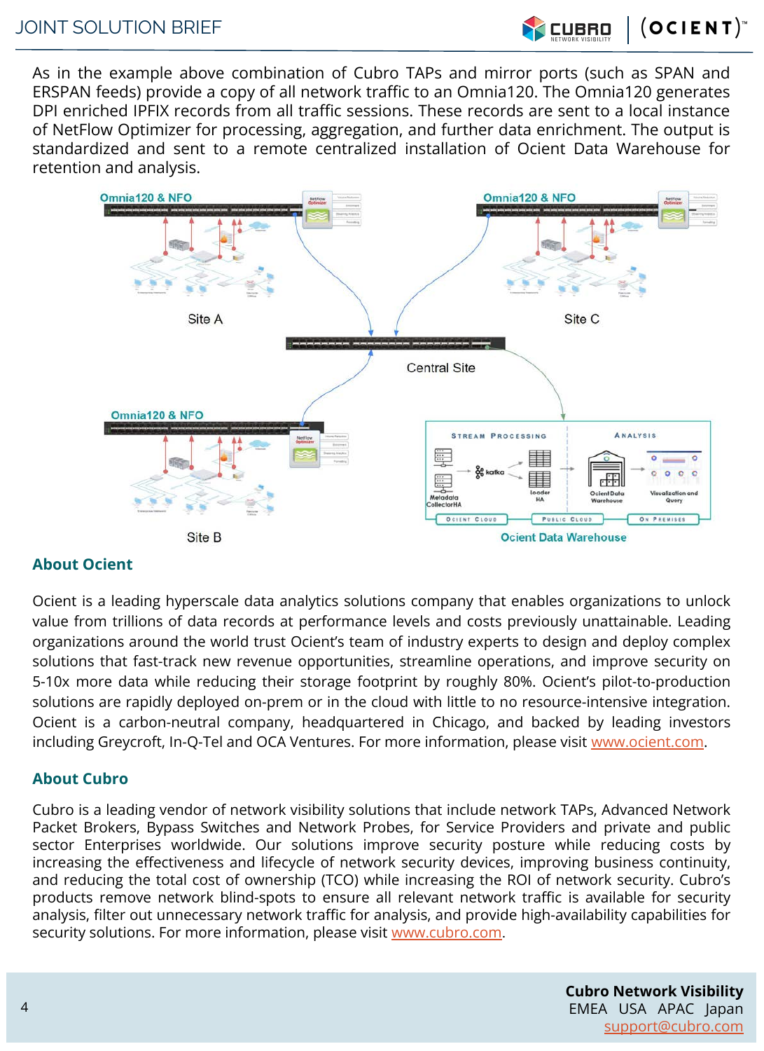As in the example above combination of Cubro TAPs and mirror ports (such as SPAN and ERSPAN feeds) provide a copy of all network traffic to an Omnia120. The Omnia120 generates DPI enriched IPFIX records from all traffic sessions. These records are sent to a local instance of NetFlow Optimizer for processing, aggregation, and further data enrichment. The output is standardized and sent to a remote centralized installation of Ocient Data Warehouse for retention and analysis.

## About Ocient

Ocient is a leading hyperscale data analytics solutions company that enables organizations to unlock value from trillions of data records at performance levels and costs previously unattainable. Leading organizations around the world trust Ocient's team of industry experts to design and deploy complex solutions that fast-track new revenue opportunities, streamline operations, and improve security on 5-10x more data while reducing their storage footprint by roughly 80%. Ocient's pilot-to-production solutions are rapidly deployed on-prem or in the cloud with little to no resource-intensive integration. Ocient is a carbon-neutral company, headquartered in Chicago, and backed by leading investors including Greycroft, In-Q-Tel and OCA Ventures. For more information, please visit [www.ocient.com](http://www.ocient.com).

## About Cubro

Cubro is a leading vendor of network visibility solutions that include network TAPs, Advanced Network Packet Brokers, Bypass Switches and Network Probes, for Service Providers and private and public sector Enterprises worldwide. Our solutions improve security posture while reducing costs by increasing the effectiveness and lifecycle of network security devices, improving business continuity, and reducing the total cost of ownership (TCO) while increasing the ROI of network security. Cubro's products remove network blind-spots to ensure all relevant network traffic is available for security analysis, filter out unnecessary network traffic for analysis, and provide high-availability capabilities for security solutions. For more information, please visit [www.cubro.com](http://www.cubro.com).

**Cubro Network Visibility**
EMEA USA APAC Japan
support@cubro.com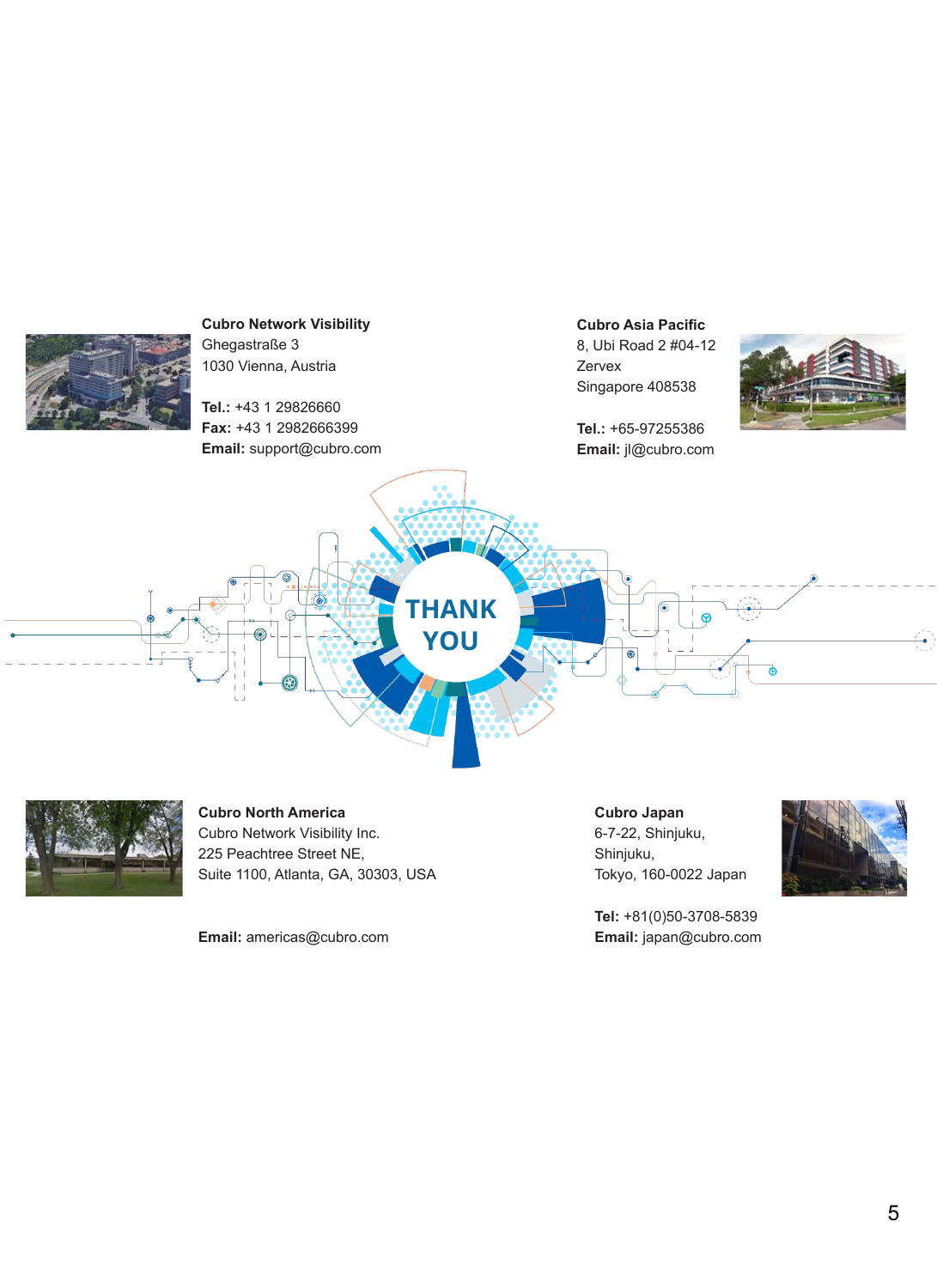**Cubro Network Visibility**
Ghegastraße 3
1030 Vienna, Austria

**Tel.:** +43 1 29826660
**Fax:** +43 1 2982666399
**Email:** support@cubro.com

**Cubro Asia Pacific**
8, Ubi Road 2 #04-12
Zervex
Singapore 408538

**Tel.:** +65-97255386
**Email:** jl@cubro.com

THANK YOU

**Cubro North America**
Cubro Network Visibility Inc.
225 Peachtree Street NE,
Suite 1100, Atlanta, GA, 30303, USA

**Email:** americas@cubro.com

**Cubro Japan**
6-7-22, Shinjuku,
Shinjuku,
Tokyo, 160-0022 Japan

**Tel:** +81(0)50-3708-5839
**Email:** japan@cubro.com